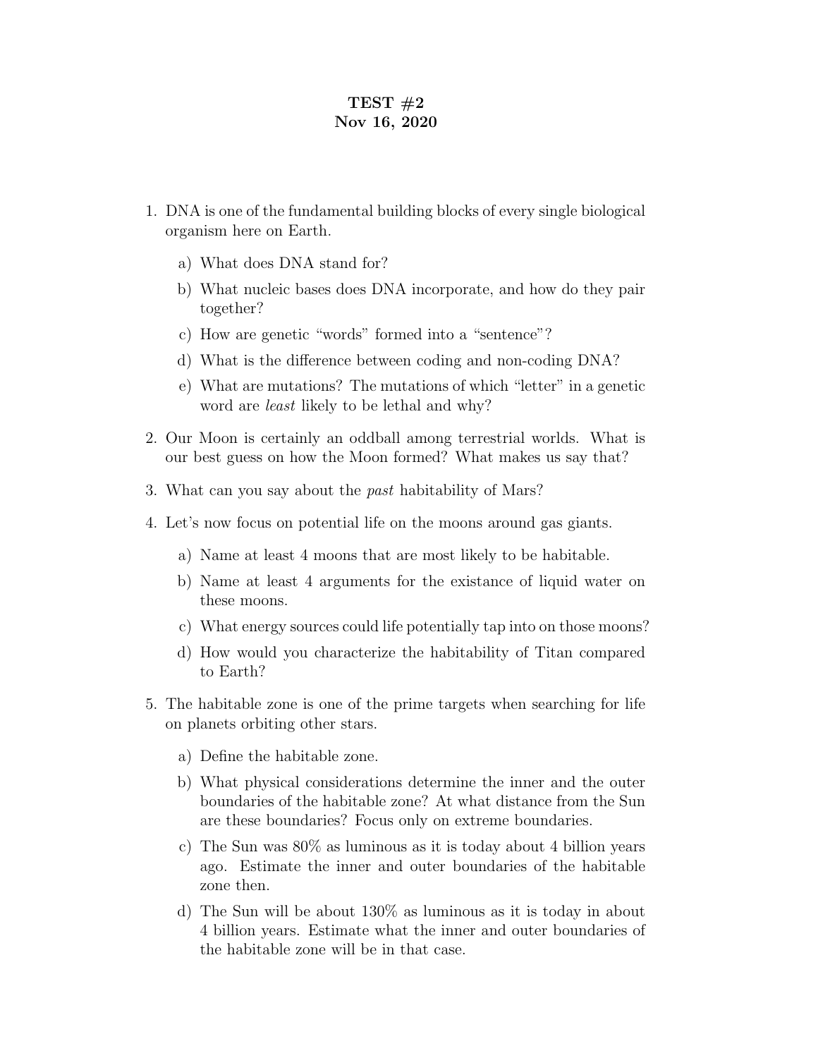# TEST #2
## Nov 16, 2020

1. DNA is one of the fundamental building blocks of every single biological organism here on Earth.
   a) What does DNA stand for?
   b) What nucleic bases does DNA incorporate, and how do they pair together?
   c) How are genetic "words" formed into a "sentence"?
   d) What is the difference between coding and non-coding DNA?
   e) What are mutations? The mutations of which "letter" in a genetic word are *least* likely to be lethal and why?

2. Our Moon is certainly an oddball among terrestrial worlds. What is our best guess on how the Moon formed? What makes us say that?

3. What can you say about the *past* habitability of Mars?

4. Let's now focus on potential life on the moons around gas giants.
   a) Name at least 4 moons that are most likely to be habitable.
   b) Name at least 4 arguments for the existance of liquid water on these moons.
   c) What energy sources could life potentially tap into on those moons?
   d) How would you characterize the habitability of Titan compared to Earth?

5. The habitable zone is one of the prime targets when searching for life on planets orbiting other stars.
   a) Define the habitable zone.
   b) What physical considerations determine the inner and the outer boundaries of the habitable zone? At what distance from the Sun are these boundaries? Focus only on extreme boundaries.
   c) The Sun was 80% as luminous as it is today about 4 billion years ago. Estimate the inner and outer boundaries of the habitable zone then.
   d) The Sun will be about 130% as luminous as it is today in about 4 billion years. Estimate what the inner and outer boundaries of the habitable zone will be in that case.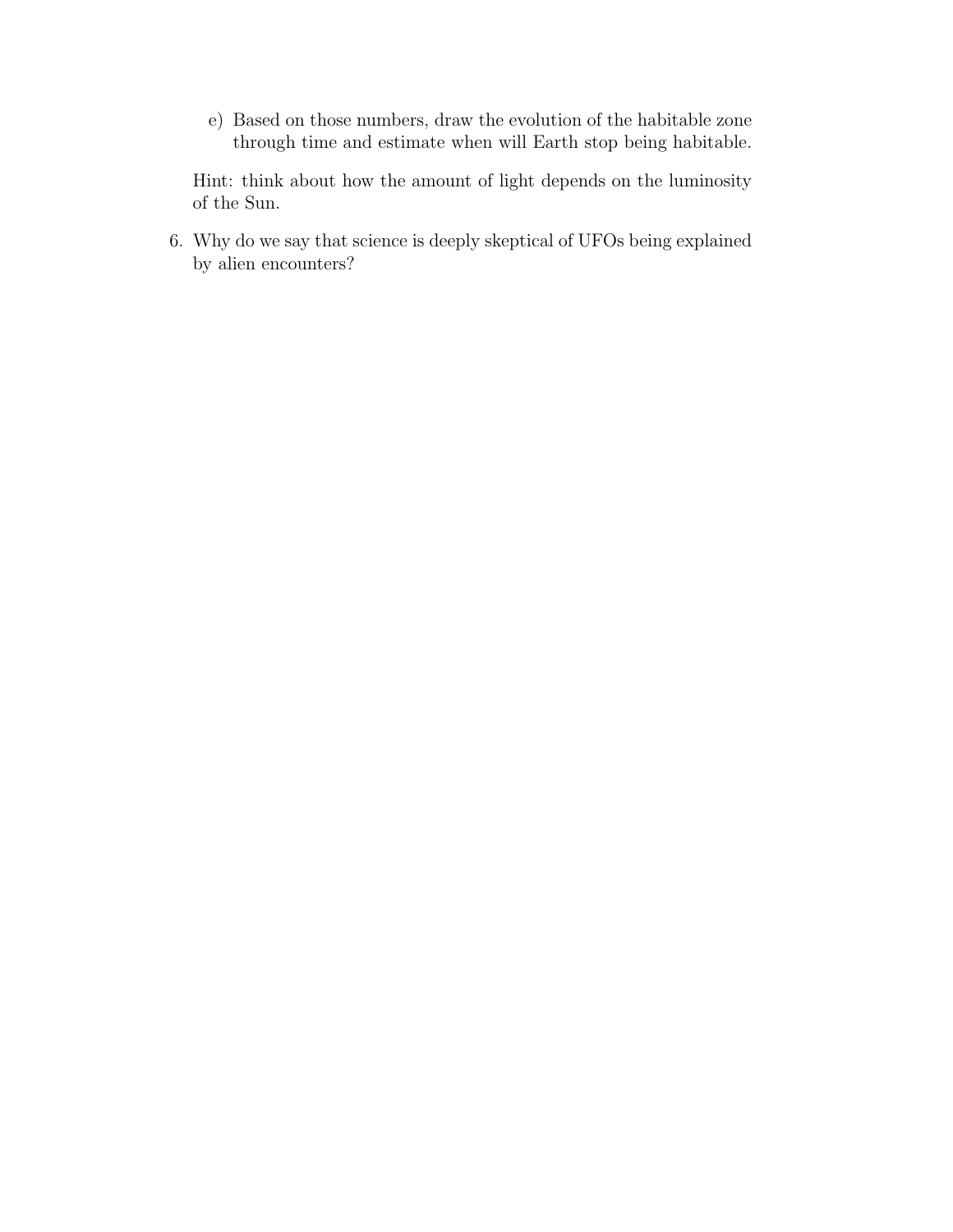e) Based on those numbers, draw the evolution of the habitable zone through time and estimate when will Earth stop being habitable.

Hint: think about how the amount of light depends on the luminosity of the Sun.

6. Why do we say that science is deeply skeptical of UFOs being explained by alien encounters?